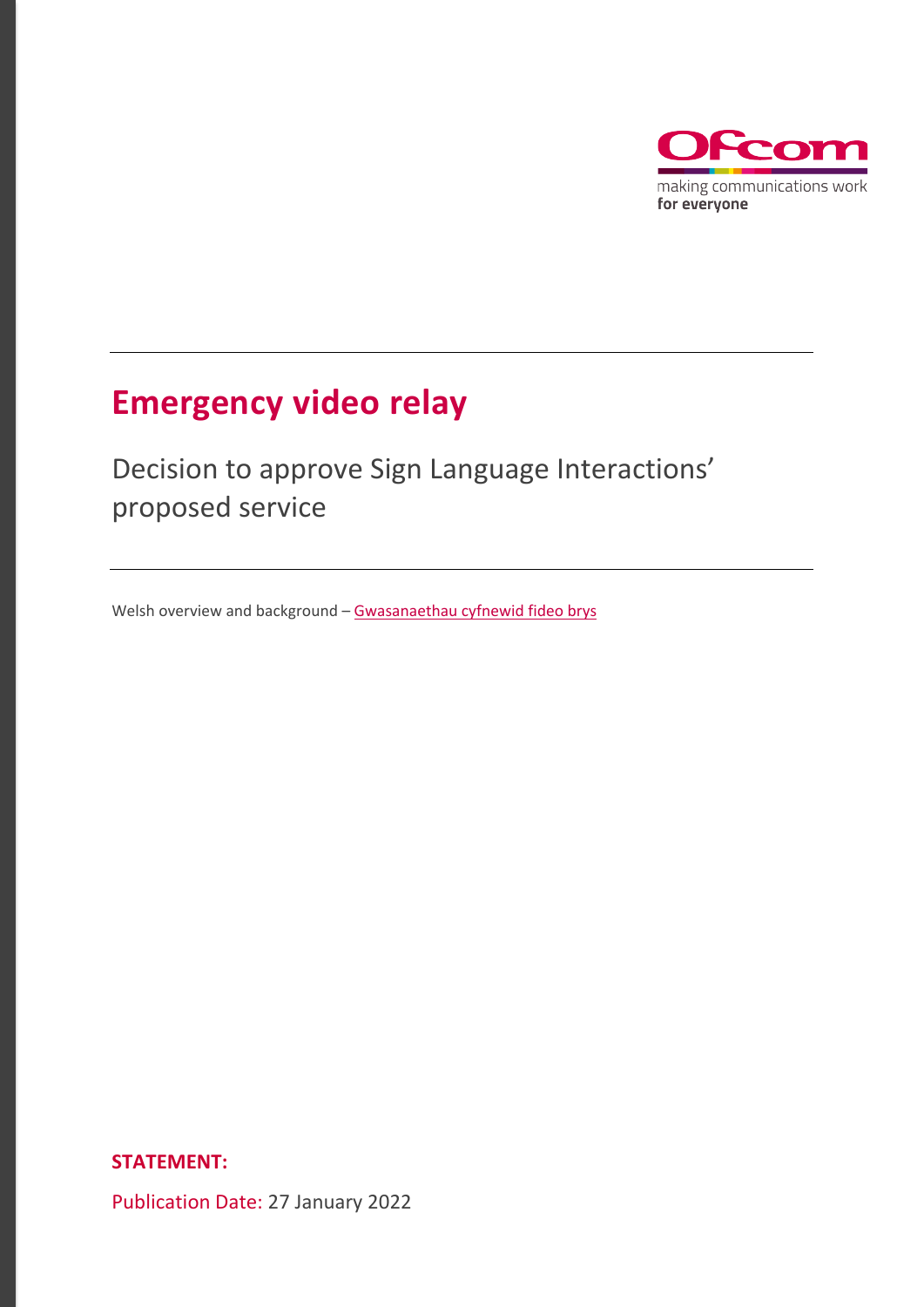Ofcom

making communications work **for everyone**

# Emergency video relay

## Decision to approve Sign Language Interactions' proposed service

Welsh overview and background – [Gwasanaethau cyfnewid fideo brys]

**STATEMENT:**

Publication Date: 27 January 2022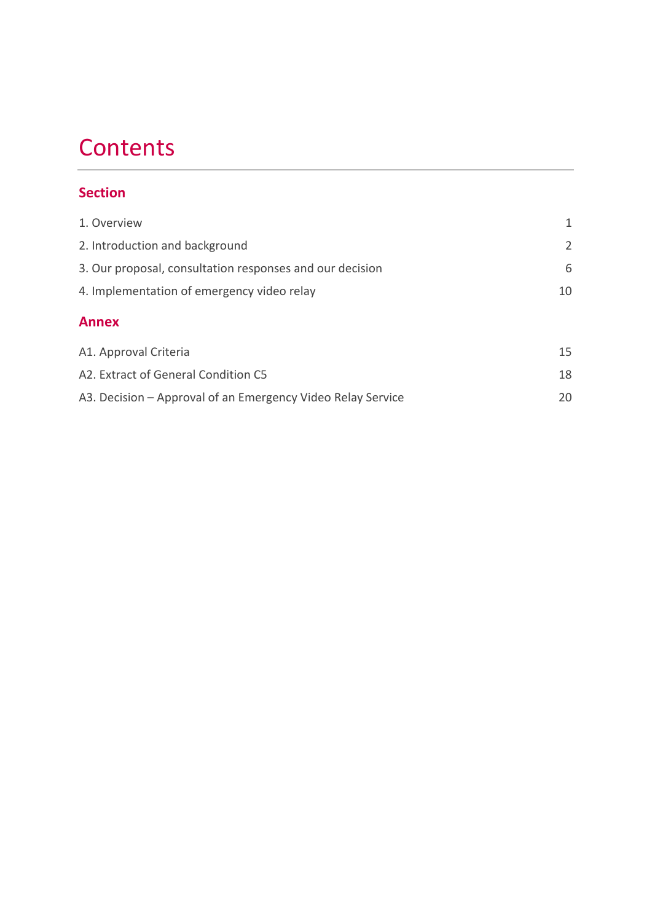# Contents

## Section

| | |
|---|---|
| 1. Overview | 1 |
| 2. Introduction and background | 2 |
| 3. Our proposal, consultation responses and our decision | 6 |
| 4. Implementation of emergency video relay | 10 |

## Annex

| | |
|---|---|
| A1. Approval Criteria | 15 |
| A2. Extract of General Condition C5 | 18 |
| A3. Decision – Approval of an Emergency Video Relay Service | 20 |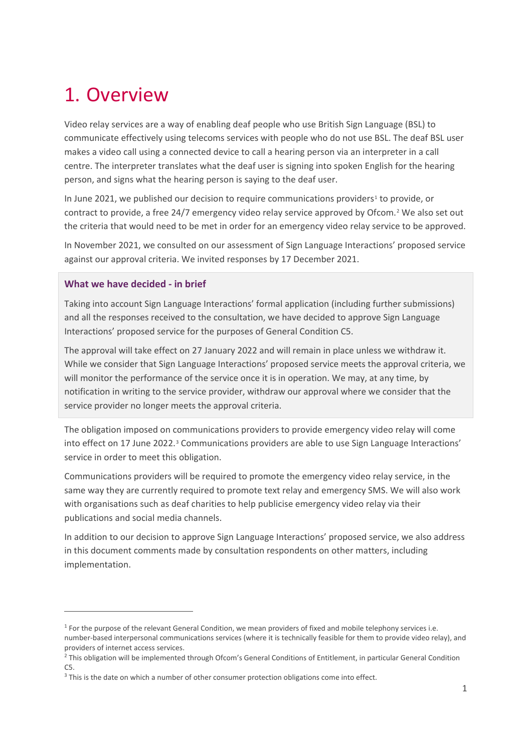# 1. Overview

Video relay services are a way of enabling deaf people who use British Sign Language (BSL) to communicate effectively using telecoms services with people who do not use BSL. The deaf BSL user makes a video call using a connected device to call a hearing person via an interpreter in a call centre. The interpreter translates what the deaf user is signing into spoken English for the hearing person, and signs what the hearing person is saying to the deaf user.

In June 2021, we published our decision to require communications providers[1] to provide, or contract to provide, a free 24/7 emergency video relay service approved by Ofcom.[2] We also set out the criteria that would need to be met in order for an emergency video relay service to be approved.

In November 2021, we consulted on our assessment of Sign Language Interactions' proposed service against our approval criteria. We invited responses by 17 December 2021.

> **What we have decided - in brief**
>
> Taking into account Sign Language Interactions' formal application (including further submissions) and all the responses received to the consultation, we have decided to approve Sign Language Interactions' proposed service for the purposes of General Condition C5.
>
> The approval will take effect on 27 January 2022 and will remain in place unless we withdraw it. While we consider that Sign Language Interactions' proposed service meets the approval criteria, we will monitor the performance of the service once it is in operation. We may, at any time, by notification in writing to the service provider, withdraw our approval where we consider that the service provider no longer meets the approval criteria.

The obligation imposed on communications providers to provide emergency video relay will come into effect on 17 June 2022.[3] Communications providers are able to use Sign Language Interactions' service in order to meet this obligation.

Communications providers will be required to promote the emergency video relay service, in the same way they are currently required to promote text relay and emergency SMS. We will also work with organisations such as deaf charities to help publicise emergency video relay via their publications and social media channels.

In addition to our decision to approve Sign Language Interactions' proposed service, we also address in this document comments made by consultation respondents on other matters, including implementation.

---

[1] For the purpose of the relevant General Condition, we mean providers of fixed and mobile telephony services i.e. number-based interpersonal communications services (where it is technically feasible for them to provide video relay), and providers of internet access services.

[2] This obligation will be implemented through Ofcom's General Conditions of Entitlement, in particular General Condition C5.

[3] This is the date on which a number of other consumer protection obligations come into effect.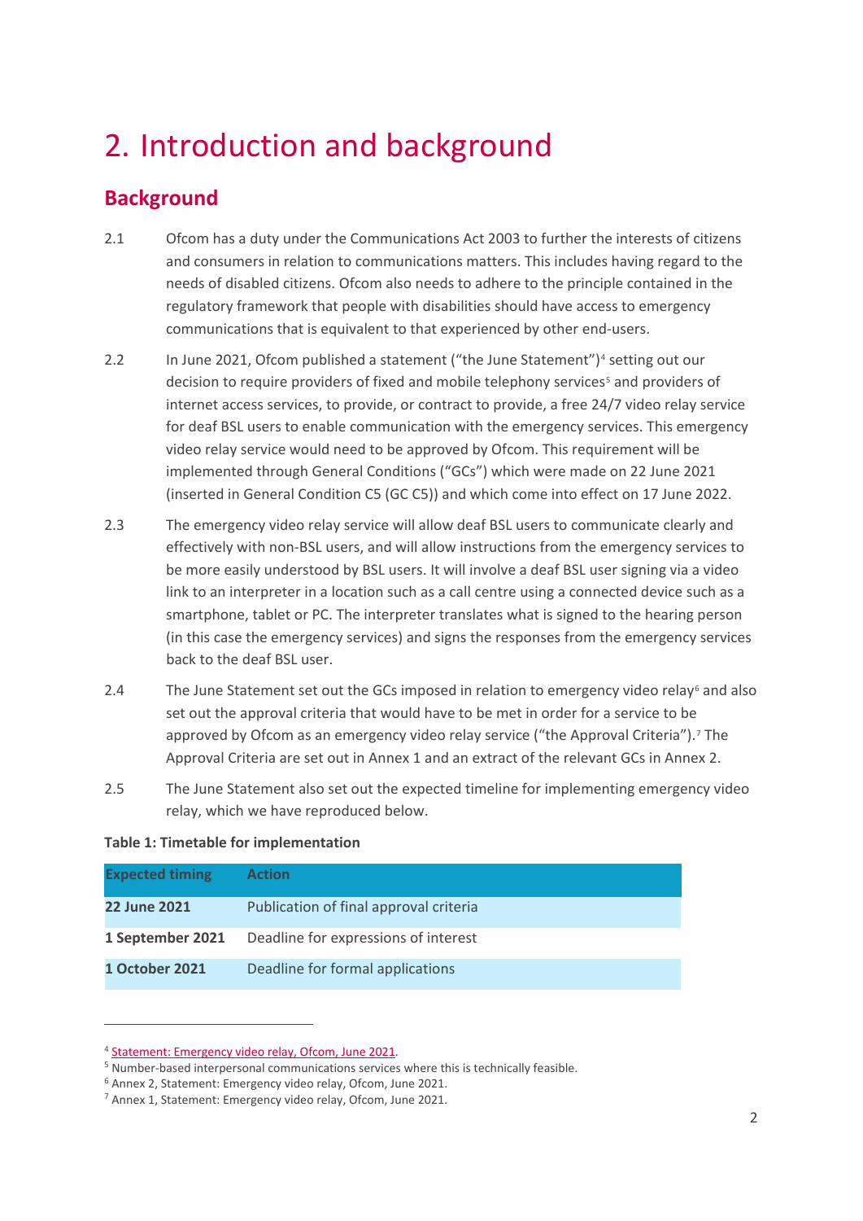# 2. Introduction and background

## Background

2.1 Ofcom has a duty under the Communications Act 2003 to further the interests of citizens and consumers in relation to communications matters. This includes having regard to the needs of disabled citizens. Ofcom also needs to adhere to the principle contained in the regulatory framework that people with disabilities should have access to emergency communications that is equivalent to that experienced by other end-users.

2.2 In June 2021, Ofcom published a statement ("the June Statement")[4] setting out our decision to require providers of fixed and mobile telephony services[5] and providers of internet access services, to provide, or contract to provide, a free 24/7 video relay service for deaf BSL users to enable communication with the emergency services. This emergency video relay service would need to be approved by Ofcom. This requirement will be implemented through General Conditions ("GCs") which were made on 22 June 2021 (inserted in General Condition C5 (GC C5)) and which come into effect on 17 June 2022.

2.3 The emergency video relay service will allow deaf BSL users to communicate clearly and effectively with non-BSL users, and will allow instructions from the emergency services to be more easily understood by BSL users. It will involve a deaf BSL user signing via a video link to an interpreter in a location such as a call centre using a connected device such as a smartphone, tablet or PC. The interpreter translates what is signed to the hearing person (in this case the emergency services) and signs the responses from the emergency services back to the deaf BSL user.

2.4 The June Statement set out the GCs imposed in relation to emergency video relay[6] and also set out the approval criteria that would have to be met in order for a service to be approved by Ofcom as an emergency video relay service ("the Approval Criteria").[7] The Approval Criteria are set out in Annex 1 and an extract of the relevant GCs in Annex 2.

2.5 The June Statement also set out the expected timeline for implementing emergency video relay, which we have reproduced below.

**Table 1: Timetable for implementation**

| Expected timing | Action |
|---|---|
| **22 June 2021** | Publication of final approval criteria |
| **1 September 2021** | Deadline for expressions of interest |
| **1 October 2021** | Deadline for formal applications |

[4] Statement: Emergency video relay, Ofcom, June 2021.

[5] Number-based interpersonal communications services where this is technically feasible.

[6] Annex 2, Statement: Emergency video relay, Ofcom, June 2021.

[7] Annex 1, Statement: Emergency video relay, Ofcom, June 2021.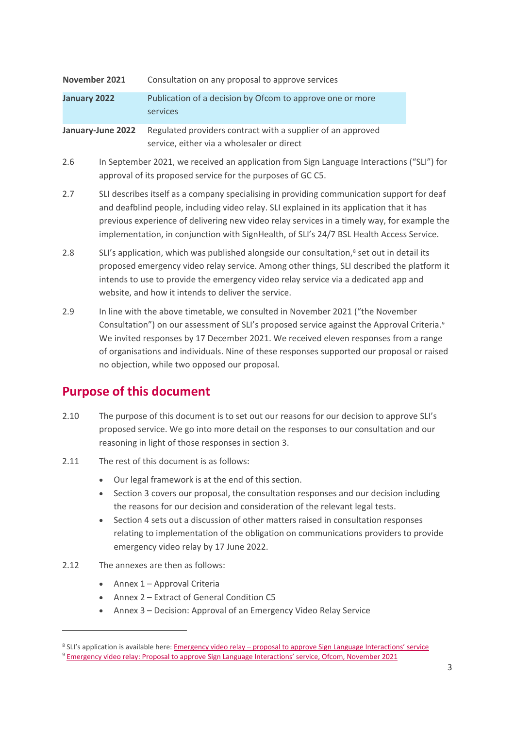| | |
|---|---|
| **November 2021** | Consultation on any proposal to approve services |
| **January 2022** | Publication of a decision by Ofcom to approve one or more services |
| **January-June 2022** | Regulated providers contract with a supplier of an approved service, either via a wholesaler or direct |

2.6 In September 2021, we received an application from Sign Language Interactions ("SLI") for approval of its proposed service for the purposes of GC C5.

2.7 SLI describes itself as a company specialising in providing communication support for deaf and deafblind people, including video relay. SLI explained in its application that it has previous experience of delivering new video relay services in a timely way, for example the implementation, in conjunction with SignHealth, of SLI's 24/7 BSL Health Access Service.

2.8 SLI's application, which was published alongside our consultation,[8] set out in detail its proposed emergency video relay service. Among other things, SLI described the platform it intends to use to provide the emergency video relay service via a dedicated app and website, and how it intends to deliver the service.

2.9 In line with the above timetable, we consulted in November 2021 ("the November Consultation") on our assessment of SLI's proposed service against the Approval Criteria.[9] We invited responses by 17 December 2021. We received eleven responses from a range of organisations and individuals. Nine of these responses supported our proposal or raised no objection, while two opposed our proposal.

## Purpose of this document

2.10 The purpose of this document is to set out our reasons for our decision to approve SLI's proposed service. We go into more detail on the responses to our consultation and our reasoning in light of those responses in section 3.

2.11 The rest of this document is as follows:

- Our legal framework is at the end of this section.
- Section 3 covers our proposal, the consultation responses and our decision including the reasons for our decision and consideration of the relevant legal tests.
- Section 4 sets out a discussion of other matters raised in consultation responses relating to implementation of the obligation on communications providers to provide emergency video relay by 17 June 2022.

2.12 The annexes are then as follows:

- Annex 1 – Approval Criteria
- Annex 2 – Extract of General Condition C5
- Annex 3 – Decision: Approval of an Emergency Video Relay Service

---

[8] SLI's application is available here: Emergency video relay – proposal to approve Sign Language Interactions' service

[9] Emergency video relay: Proposal to approve Sign Language Interactions' service, Ofcom, November 2021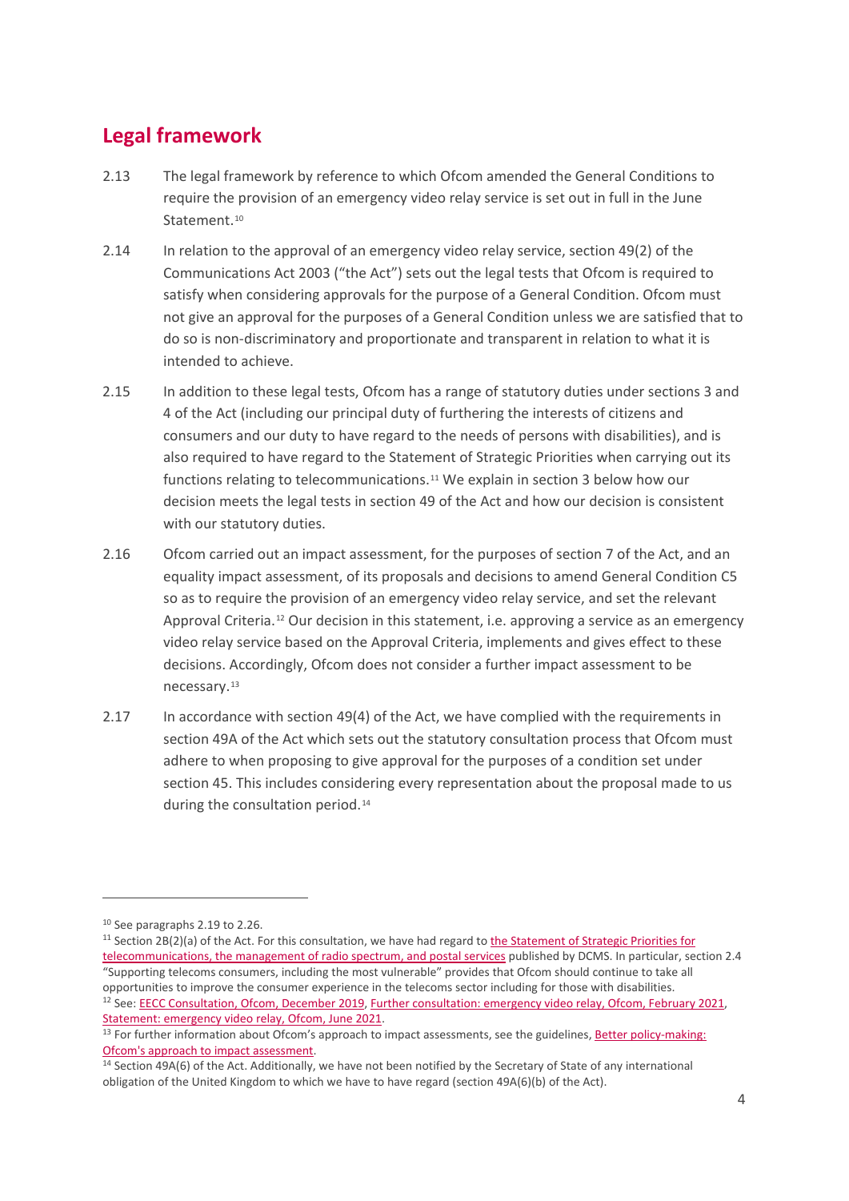## Legal framework

2.13 The legal framework by reference to which Ofcom amended the General Conditions to require the provision of an emergency video relay service is set out in full in the June Statement.[10]

2.14 In relation to the approval of an emergency video relay service, section 49(2) of the Communications Act 2003 ("the Act") sets out the legal tests that Ofcom is required to satisfy when considering approvals for the purpose of a General Condition. Ofcom must not give an approval for the purposes of a General Condition unless we are satisfied that to do so is non-discriminatory and proportionate and transparent in relation to what it is intended to achieve.

2.15 In addition to these legal tests, Ofcom has a range of statutory duties under sections 3 and 4 of the Act (including our principal duty of furthering the interests of citizens and consumers and our duty to have regard to the needs of persons with disabilities), and is also required to have regard to the Statement of Strategic Priorities when carrying out its functions relating to telecommunications.[11] We explain in section 3 below how our decision meets the legal tests in section 49 of the Act and how our decision is consistent with our statutory duties.

2.16 Ofcom carried out an impact assessment, for the purposes of section 7 of the Act, and an equality impact assessment, of its proposals and decisions to amend General Condition C5 so as to require the provision of an emergency video relay service, and set the relevant Approval Criteria.[12] Our decision in this statement, i.e. approving a service as an emergency video relay service based on the Approval Criteria, implements and gives effect to these decisions. Accordingly, Ofcom does not consider a further impact assessment to be necessary.[13]

2.17 In accordance with section 49(4) of the Act, we have complied with the requirements in section 49A of the Act which sets out the statutory consultation process that Ofcom must adhere to when proposing to give approval for the purposes of a condition set under section 45. This includes considering every representation about the proposal made to us during the consultation period.[14]

---

[10] See paragraphs 2.19 to 2.26.

[11] Section 2B(2)(a) of the Act. For this consultation, we have had regard to the Statement of Strategic Priorities for telecommunications, the management of radio spectrum, and postal services published by DCMS. In particular, section 2.4 "Supporting telecoms consumers, including the most vulnerable" provides that Ofcom should continue to take all opportunities to improve the consumer experience in the telecoms sector including for those with disabilities.

[12] See: EECC Consultation, Ofcom, December 2019, Further consultation: emergency video relay, Ofcom, February 2021, Statement: emergency video relay, Ofcom, June 2021.

[13] For further information about Ofcom's approach to impact assessments, see the guidelines, Better policy-making: Ofcom's approach to impact assessment.

[14] Section 49A(6) of the Act. Additionally, we have not been notified by the Secretary of State of any international obligation of the United Kingdom to which we have to have regard (section 49A(6)(b) of the Act).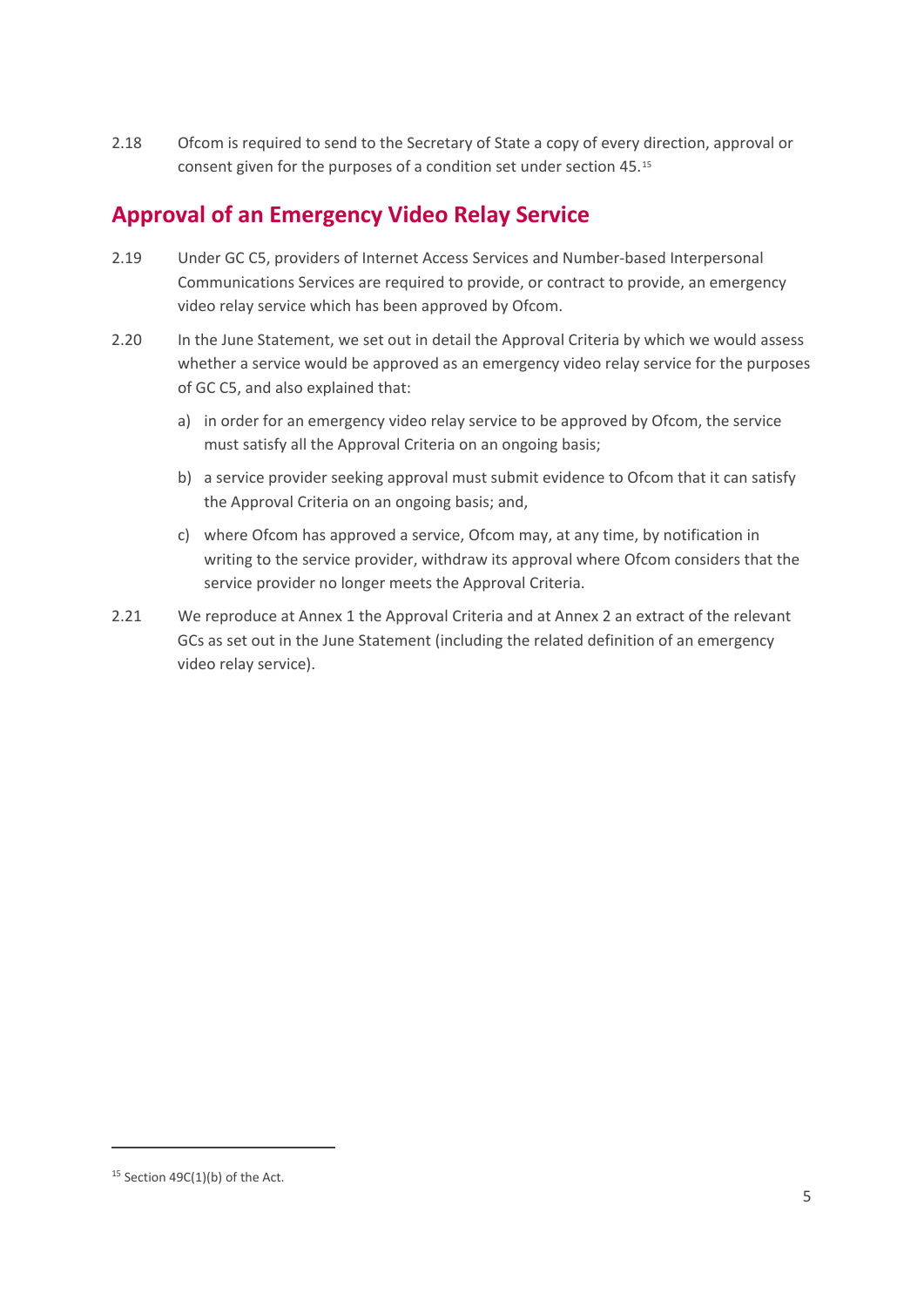2.18 Ofcom is required to send to the Secretary of State a copy of every direction, approval or consent given for the purposes of a condition set under section 45.[15]

## Approval of an Emergency Video Relay Service

2.19 Under GC C5, providers of Internet Access Services and Number-based Interpersonal Communications Services are required to provide, or contract to provide, an emergency video relay service which has been approved by Ofcom.

2.20 In the June Statement, we set out in detail the Approval Criteria by which we would assess whether a service would be approved as an emergency video relay service for the purposes of GC C5, and also explained that:

a) in order for an emergency video relay service to be approved by Ofcom, the service must satisfy all the Approval Criteria on an ongoing basis;

b) a service provider seeking approval must submit evidence to Ofcom that it can satisfy the Approval Criteria on an ongoing basis; and,

c) where Ofcom has approved a service, Ofcom may, at any time, by notification in writing to the service provider, withdraw its approval where Ofcom considers that the service provider no longer meets the Approval Criteria.

2.21 We reproduce at Annex 1 the Approval Criteria and at Annex 2 an extract of the relevant GCs as set out in the June Statement (including the related definition of an emergency video relay service).

[15] Section 49C(1)(b) of the Act.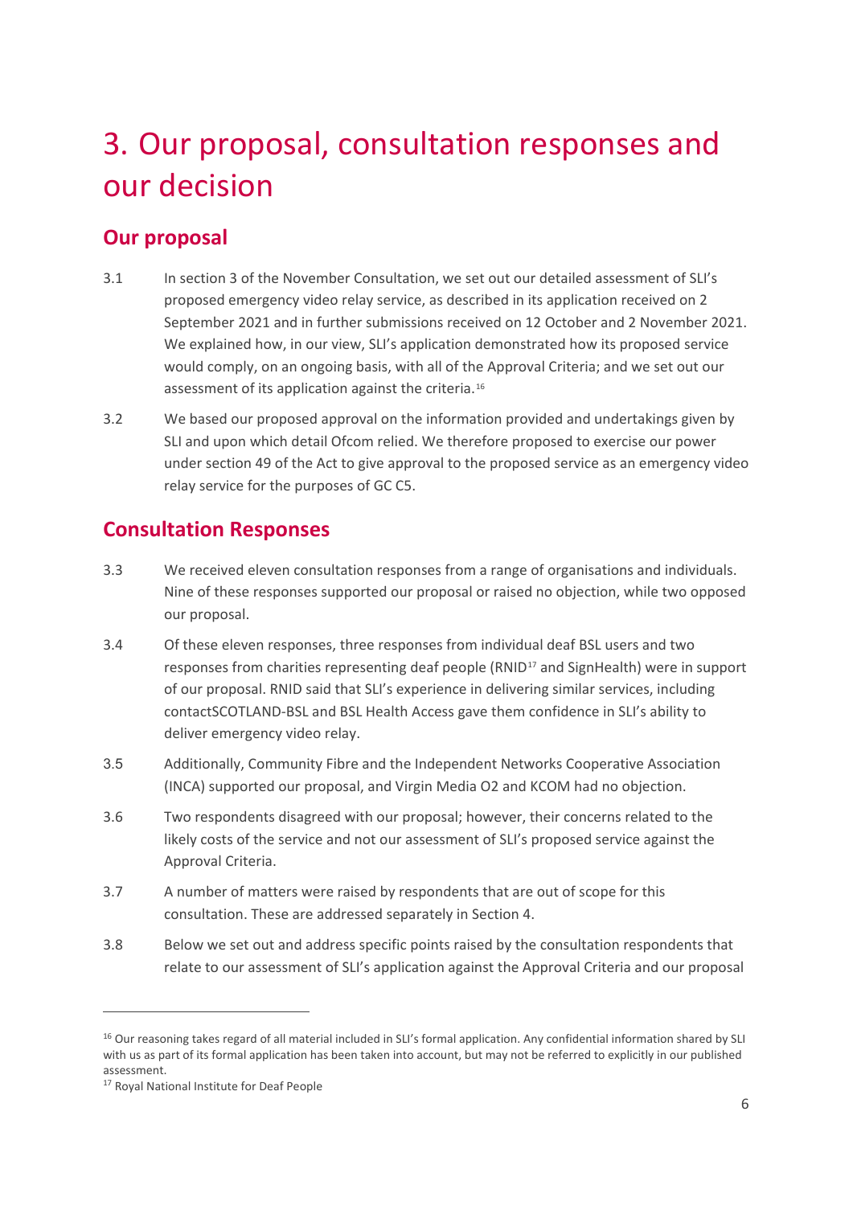# 3. Our proposal, consultation responses and our decision

## Our proposal

3.1 In section 3 of the November Consultation, we set out our detailed assessment of SLI's proposed emergency video relay service, as described in its application received on 2 September 2021 and in further submissions received on 12 October and 2 November 2021. We explained how, in our view, SLI's application demonstrated how its proposed service would comply, on an ongoing basis, with all of the Approval Criteria; and we set out our assessment of its application against the criteria.[16]

3.2 We based our proposed approval on the information provided and undertakings given by SLI and upon which detail Ofcom relied. We therefore proposed to exercise our power under section 49 of the Act to give approval to the proposed service as an emergency video relay service for the purposes of GC C5.

## Consultation Responses

3.3 We received eleven consultation responses from a range of organisations and individuals. Nine of these responses supported our proposal or raised no objection, while two opposed our proposal.

3.4 Of these eleven responses, three responses from individual deaf BSL users and two responses from charities representing deaf people (RNID[17] and SignHealth) were in support of our proposal. RNID said that SLI's experience in delivering similar services, including contactSCOTLAND-BSL and BSL Health Access gave them confidence in SLI's ability to deliver emergency video relay.

3.5 Additionally, Community Fibre and the Independent Networks Cooperative Association (INCA) supported our proposal, and Virgin Media O2 and KCOM had no objection.

3.6 Two respondents disagreed with our proposal; however, their concerns related to the likely costs of the service and not our assessment of SLI's proposed service against the Approval Criteria.

3.7 A number of matters were raised by respondents that are out of scope for this consultation. These are addressed separately in Section 4.

3.8 Below we set out and address specific points raised by the consultation respondents that relate to our assessment of SLI's application against the Approval Criteria and our proposal

---

[16] Our reasoning takes regard of all material included in SLI's formal application. Any confidential information shared by SLI with us as part of its formal application has been taken into account, but may not be referred to explicitly in our published assessment.

[17] Royal National Institute for Deaf People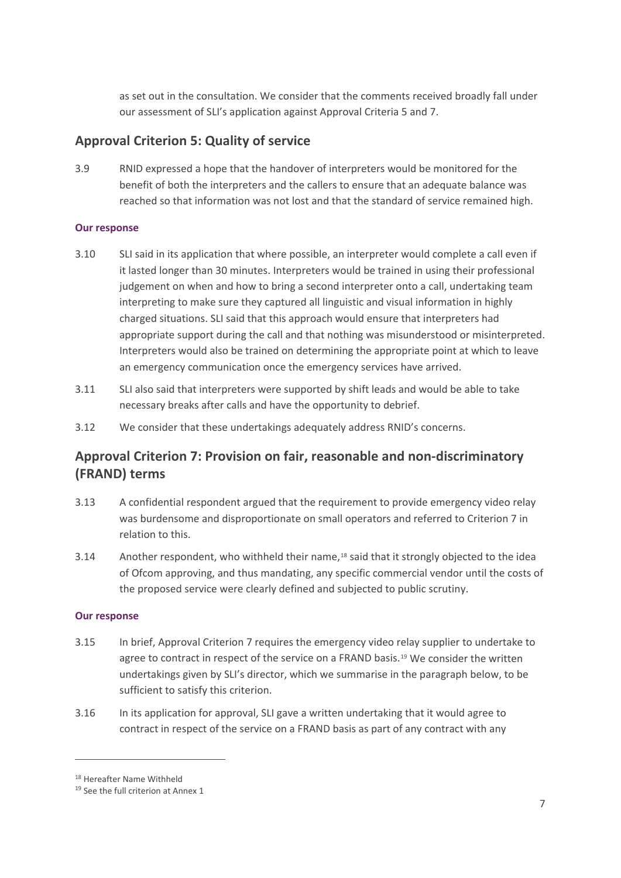as set out in the consultation. We consider that the comments received broadly fall under our assessment of SLI's application against Approval Criteria 5 and 7.

## Approval Criterion 5: Quality of service

3.9 RNID expressed a hope that the handover of interpreters would be monitored for the benefit of both the interpreters and the callers to ensure that an adequate balance was reached so that information was not lost and that the standard of service remained high.

#### Our response

3.10 SLI said in its application that where possible, an interpreter would complete a call even if it lasted longer than 30 minutes. Interpreters would be trained in using their professional judgement on when and how to bring a second interpreter onto a call, undertaking team interpreting to make sure they captured all linguistic and visual information in highly charged situations. SLI said that this approach would ensure that interpreters had appropriate support during the call and that nothing was misunderstood or misinterpreted. Interpreters would also be trained on determining the appropriate point at which to leave an emergency communication once the emergency services have arrived.

3.11 SLI also said that interpreters were supported by shift leads and would be able to take necessary breaks after calls and have the opportunity to debrief.

3.12 We consider that these undertakings adequately address RNID's concerns.

## Approval Criterion 7: Provision on fair, reasonable and non-discriminatory (FRAND) terms

3.13 A confidential respondent argued that the requirement to provide emergency video relay was burdensome and disproportionate on small operators and referred to Criterion 7 in relation to this.

3.14 Another respondent, who withheld their name,[18] said that it strongly objected to the idea of Ofcom approving, and thus mandating, any specific commercial vendor until the costs of the proposed service were clearly defined and subjected to public scrutiny.

#### Our response

3.15 In brief, Approval Criterion 7 requires the emergency video relay supplier to undertake to agree to contract in respect of the service on a FRAND basis.[19] We consider the written undertakings given by SLI's director, which we summarise in the paragraph below, to be sufficient to satisfy this criterion.

3.16 In its application for approval, SLI gave a written undertaking that it would agree to contract in respect of the service on a FRAND basis as part of any contract with any

---

[18] Hereafter Name Withheld

[19] See the full criterion at Annex 1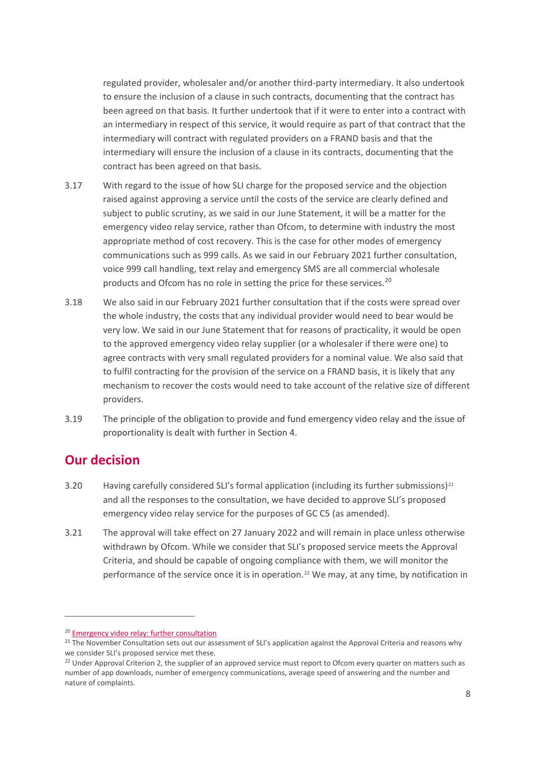regulated provider, wholesaler and/or another third-party intermediary. It also undertook to ensure the inclusion of a clause in such contracts, documenting that the contract has been agreed on that basis. It further undertook that if it were to enter into a contract with an intermediary in respect of this service, it would require as part of that contract that the intermediary will contract with regulated providers on a FRAND basis and that the intermediary will ensure the inclusion of a clause in its contracts, documenting that the contract has been agreed on that basis.

3.17 With regard to the issue of how SLI charge for the proposed service and the objection raised against approving a service until the costs of the service are clearly defined and subject to public scrutiny, as we said in our June Statement, it will be a matter for the emergency video relay service, rather than Ofcom, to determine with industry the most appropriate method of cost recovery. This is the case for other modes of emergency communications such as 999 calls. As we said in our February 2021 further consultation, voice 999 call handling, text relay and emergency SMS are all commercial wholesale products and Ofcom has no role in setting the price for these services.[20]

3.18 We also said in our February 2021 further consultation that if the costs were spread over the whole industry, the costs that any individual provider would need to bear would be very low. We said in our June Statement that for reasons of practicality, it would be open to the approved emergency video relay supplier (or a wholesaler if there were one) to agree contracts with very small regulated providers for a nominal value. We also said that to fulfil contracting for the provision of the service on a FRAND basis, it is likely that any mechanism to recover the costs would need to take account of the relative size of different providers.

3.19 The principle of the obligation to provide and fund emergency video relay and the issue of proportionality is dealt with further in Section 4.

## Our decision

3.20 Having carefully considered SLI's formal application (including its further submissions)[21] and all the responses to the consultation, we have decided to approve SLI's proposed emergency video relay service for the purposes of GC C5 (as amended).

3.21 The approval will take effect on 27 January 2022 and will remain in place unless otherwise withdrawn by Ofcom. While we consider that SLI's proposed service meets the Approval Criteria, and should be capable of ongoing compliance with them, we will monitor the performance of the service once it is in operation.[22] We may, at any time, by notification in

---

[20] Emergency video relay: further consultation

[21] The November Consultation sets out our assessment of SLI's application against the Approval Criteria and reasons why we consider SLI's proposed service met these.

[22] Under Approval Criterion 2, the supplier of an approved service must report to Ofcom every quarter on matters such as number of app downloads, number of emergency communications, average speed of answering and the number and nature of complaints.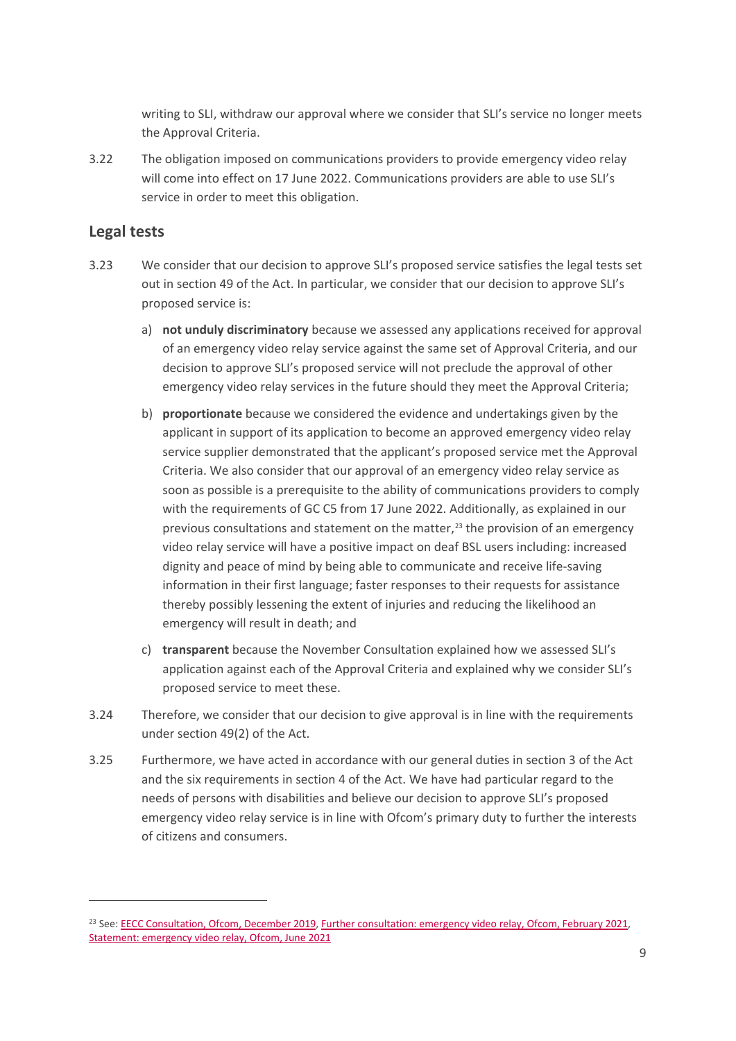writing to SLI, withdraw our approval where we consider that SLI's service no longer meets the Approval Criteria.

3.22 The obligation imposed on communications providers to provide emergency video relay will come into effect on 17 June 2022. Communications providers are able to use SLI's service in order to meet this obligation.

## Legal tests

3.23 We consider that our decision to approve SLI's proposed service satisfies the legal tests set out in section 49 of the Act. In particular, we consider that our decision to approve SLI's proposed service is:

a) **not unduly discriminatory** because we assessed any applications received for approval of an emergency video relay service against the same set of Approval Criteria, and our decision to approve SLI's proposed service will not preclude the approval of other emergency video relay services in the future should they meet the Approval Criteria;

b) **proportionate** because we considered the evidence and undertakings given by the applicant in support of its application to become an approved emergency video relay service supplier demonstrated that the applicant's proposed service met the Approval Criteria. We also consider that our approval of an emergency video relay service as soon as possible is a prerequisite to the ability of communications providers to comply with the requirements of GC C5 from 17 June 2022. Additionally, as explained in our previous consultations and statement on the matter,[23] the provision of an emergency video relay service will have a positive impact on deaf BSL users including: increased dignity and peace of mind by being able to communicate and receive life-saving information in their first language; faster responses to their requests for assistance thereby possibly lessening the extent of injuries and reducing the likelihood an emergency will result in death; and

c) **transparent** because the November Consultation explained how we assessed SLI's application against each of the Approval Criteria and explained why we consider SLI's proposed service to meet these.

3.24 Therefore, we consider that our decision to give approval is in line with the requirements under section 49(2) of the Act.

3.25 Furthermore, we have acted in accordance with our general duties in section 3 of the Act and the six requirements in section 4 of the Act. We have had particular regard to the needs of persons with disabilities and believe our decision to approve SLI's proposed emergency video relay service is in line with Ofcom's primary duty to further the interests of citizens and consumers.

---

[23] See: EECC Consultation, Ofcom, December 2019, Further consultation: emergency video relay, Ofcom, February 2021, Statement: emergency video relay, Ofcom, June 2021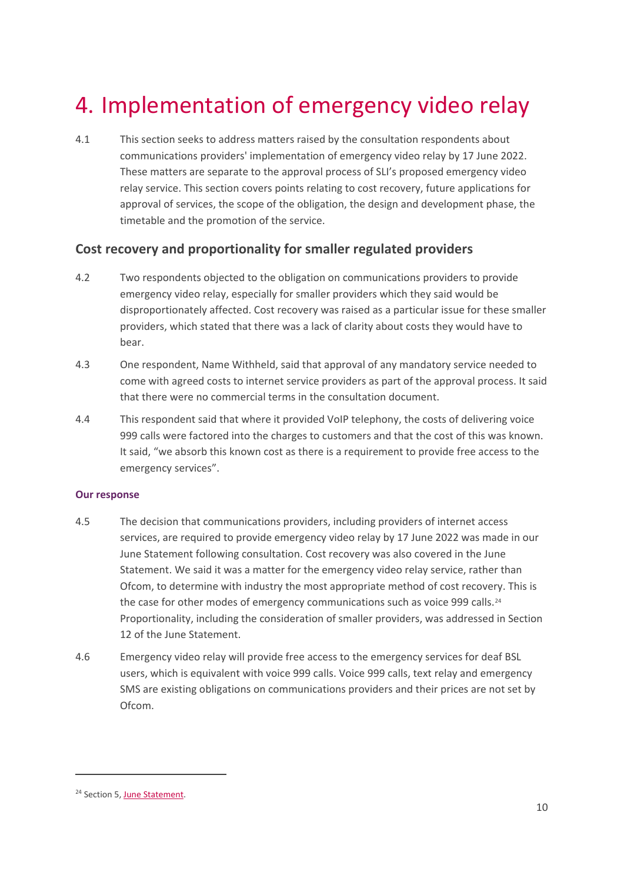# 4. Implementation of emergency video relay

4.1 This section seeks to address matters raised by the consultation respondents about communications providers' implementation of emergency video relay by 17 June 2022. These matters are separate to the approval process of SLI's proposed emergency video relay service. This section covers points relating to cost recovery, future applications for approval of services, the scope of the obligation, the design and development phase, the timetable and the promotion of the service.

## Cost recovery and proportionality for smaller regulated providers

4.2 Two respondents objected to the obligation on communications providers to provide emergency video relay, especially for smaller providers which they said would be disproportionately affected. Cost recovery was raised as a particular issue for these smaller providers, which stated that there was a lack of clarity about costs they would have to bear.

4.3 One respondent, Name Withheld, said that approval of any mandatory service needed to come with agreed costs to internet service providers as part of the approval process. It said that there were no commercial terms in the consultation document.

4.4 This respondent said that where it provided VoIP telephony, the costs of delivering voice 999 calls were factored into the charges to customers and that the cost of this was known. It said, "we absorb this known cost as there is a requirement to provide free access to the emergency services".

### Our response

4.5 The decision that communications providers, including providers of internet access services, are required to provide emergency video relay by 17 June 2022 was made in our June Statement following consultation. Cost recovery was also covered in the June Statement. We said it was a matter for the emergency video relay service, rather than Ofcom, to determine with industry the most appropriate method of cost recovery. This is the case for other modes of emergency communications such as voice 999 calls.[24] Proportionality, including the consideration of smaller providers, was addressed in Section 12 of the June Statement.

4.6 Emergency video relay will provide free access to the emergency services for deaf BSL users, which is equivalent with voice 999 calls. Voice 999 calls, text relay and emergency SMS are existing obligations on communications providers and their prices are not set by Ofcom.

[24] Section 5, June Statement.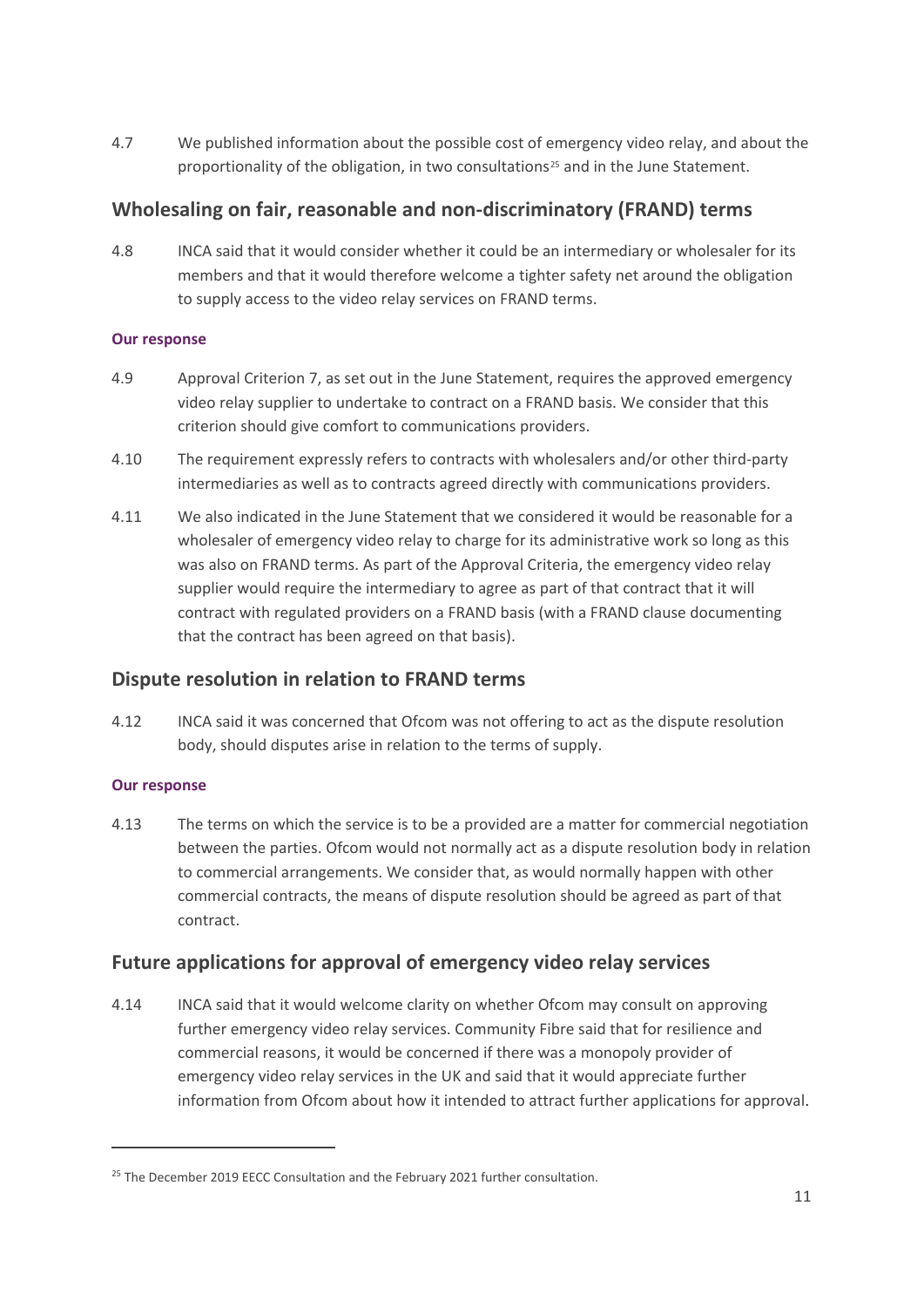4.7 We published information about the possible cost of emergency video relay, and about the proportionality of the obligation, in two consultations[25] and in the June Statement.

## Wholesaling on fair, reasonable and non-discriminatory (FRAND) terms

4.8 INCA said that it would consider whether it could be an intermediary or wholesaler for its members and that it would therefore welcome a tighter safety net around the obligation to supply access to the video relay services on FRAND terms.

#### Our response

4.9 Approval Criterion 7, as set out in the June Statement, requires the approved emergency video relay supplier to undertake to contract on a FRAND basis. We consider that this criterion should give comfort to communications providers.

4.10 The requirement expressly refers to contracts with wholesalers and/or other third-party intermediaries as well as to contracts agreed directly with communications providers.

4.11 We also indicated in the June Statement that we considered it would be reasonable for a wholesaler of emergency video relay to charge for its administrative work so long as this was also on FRAND terms. As part of the Approval Criteria, the emergency video relay supplier would require the intermediary to agree as part of that contract that it will contract with regulated providers on a FRAND basis (with a FRAND clause documenting that the contract has been agreed on that basis).

## Dispute resolution in relation to FRAND terms

4.12 INCA said it was concerned that Ofcom was not offering to act as the dispute resolution body, should disputes arise in relation to the terms of supply.

#### Our response

4.13 The terms on which the service is to be a provided are a matter for commercial negotiation between the parties. Ofcom would not normally act as a dispute resolution body in relation to commercial arrangements. We consider that, as would normally happen with other commercial contracts, the means of dispute resolution should be agreed as part of that contract.

## Future applications for approval of emergency video relay services

4.14 INCA said that it would welcome clarity on whether Ofcom may consult on approving further emergency video relay services. Community Fibre said that for resilience and commercial reasons, it would be concerned if there was a monopoly provider of emergency video relay services in the UK and said that it would appreciate further information from Ofcom about how it intended to attract further applications for approval.

---

[25] The December 2019 EECC Consultation and the February 2021 further consultation.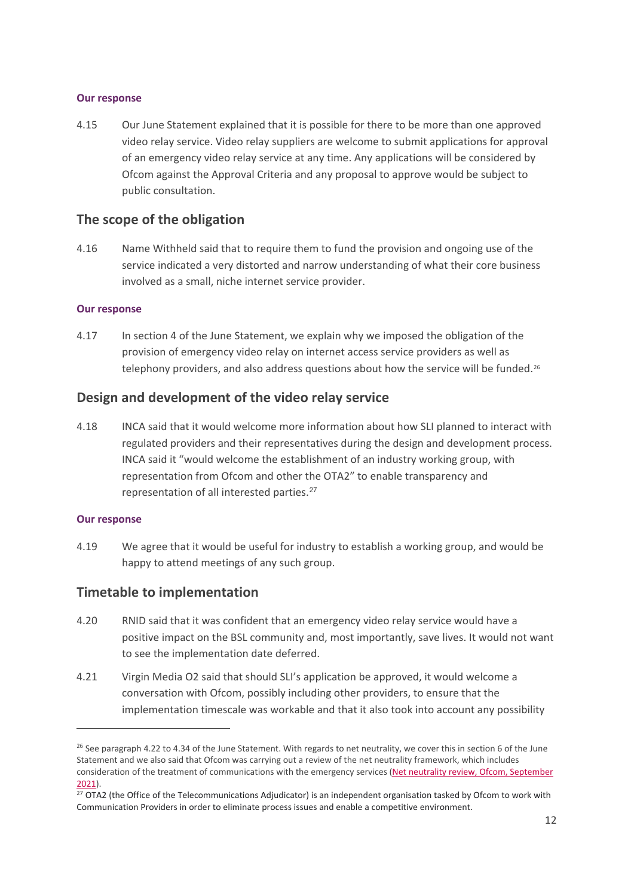#### Our response

4.15 Our June Statement explained that it is possible for there to be more than one approved video relay service. Video relay suppliers are welcome to submit applications for approval of an emergency video relay service at any time. Any applications will be considered by Ofcom against the Approval Criteria and any proposal to approve would be subject to public consultation.

## The scope of the obligation

4.16 Name Withheld said that to require them to fund the provision and ongoing use of the service indicated a very distorted and narrow understanding of what their core business involved as a small, niche internet service provider.

#### Our response

4.17 In section 4 of the June Statement, we explain why we imposed the obligation of the provision of emergency video relay on internet access service providers as well as telephony providers, and also address questions about how the service will be funded.[26]

## Design and development of the video relay service

4.18 INCA said that it would welcome more information about how SLI planned to interact with regulated providers and their representatives during the design and development process. INCA said it "would welcome the establishment of an industry working group, with representation from Ofcom and other the OTA2" to enable transparency and representation of all interested parties.[27]

#### Our response

4.19 We agree that it would be useful for industry to establish a working group, and would be happy to attend meetings of any such group.

## Timetable to implementation

4.20 RNID said that it was confident that an emergency video relay service would have a positive impact on the BSL community and, most importantly, save lives. It would not want to see the implementation date deferred.

4.21 Virgin Media O2 said that should SLI's application be approved, it would welcome a conversation with Ofcom, possibly including other providers, to ensure that the implementation timescale was workable and that it also took into account any possibility

---

[26] See paragraph 4.22 to 4.34 of the June Statement. With regards to net neutrality, we cover this in section 6 of the June Statement and we also said that Ofcom was carrying out a review of the net neutrality framework, which includes consideration of the treatment of communications with the emergency services (Net neutrality review, Ofcom, September 2021).

[27] OTA2 (the Office of the Telecommunications Adjudicator) is an independent organisation tasked by Ofcom to work with Communication Providers in order to eliminate process issues and enable a competitive environment.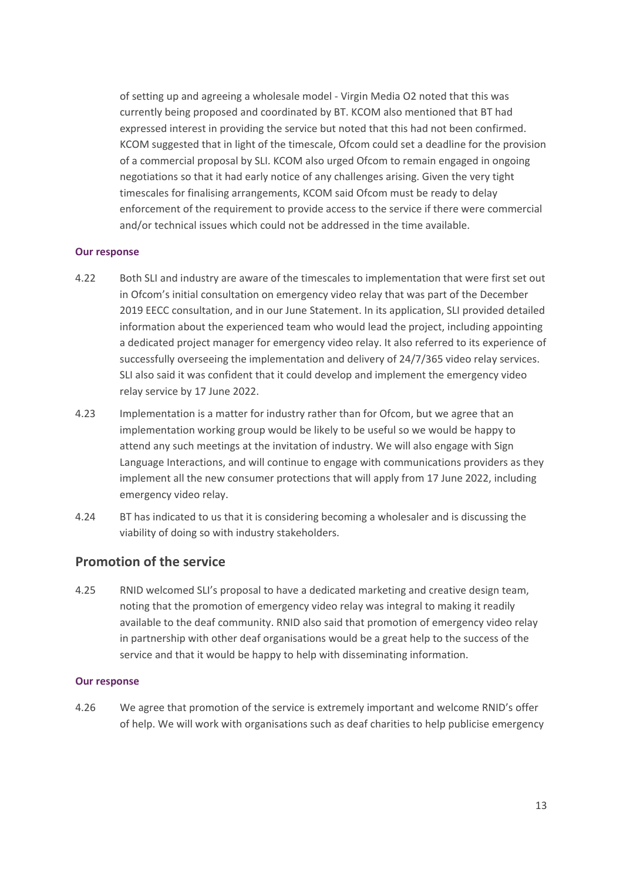of setting up and agreeing a wholesale model - Virgin Media O2 noted that this was currently being proposed and coordinated by BT. KCOM also mentioned that BT had expressed interest in providing the service but noted that this had not been confirmed. KCOM suggested that in light of the timescale, Ofcom could set a deadline for the provision of a commercial proposal by SLI. KCOM also urged Ofcom to remain engaged in ongoing negotiations so that it had early notice of any challenges arising. Given the very tight timescales for finalising arrangements, KCOM said Ofcom must be ready to delay enforcement of the requirement to provide access to the service if there were commercial and/or technical issues which could not be addressed in the time available.

#### Our response

4.22 Both SLI and industry are aware of the timescales to implementation that were first set out in Ofcom's initial consultation on emergency video relay that was part of the December 2019 EECC consultation, and in our June Statement. In its application, SLI provided detailed information about the experienced team who would lead the project, including appointing a dedicated project manager for emergency video relay. It also referred to its experience of successfully overseeing the implementation and delivery of 24/7/365 video relay services. SLI also said it was confident that it could develop and implement the emergency video relay service by 17 June 2022.

4.23 Implementation is a matter for industry rather than for Ofcom, but we agree that an implementation working group would be likely to be useful so we would be happy to attend any such meetings at the invitation of industry. We will also engage with Sign Language Interactions, and will continue to engage with communications providers as they implement all the new consumer protections that will apply from 17 June 2022, including emergency video relay.

4.24 BT has indicated to us that it is considering becoming a wholesaler and is discussing the viability of doing so with industry stakeholders.

## Promotion of the service

4.25 RNID welcomed SLI's proposal to have a dedicated marketing and creative design team, noting that the promotion of emergency video relay was integral to making it readily available to the deaf community. RNID also said that promotion of emergency video relay in partnership with other deaf organisations would be a great help to the success of the service and that it would be happy to help with disseminating information.

#### Our response

4.26 We agree that promotion of the service is extremely important and welcome RNID's offer of help. We will work with organisations such as deaf charities to help publicise emergency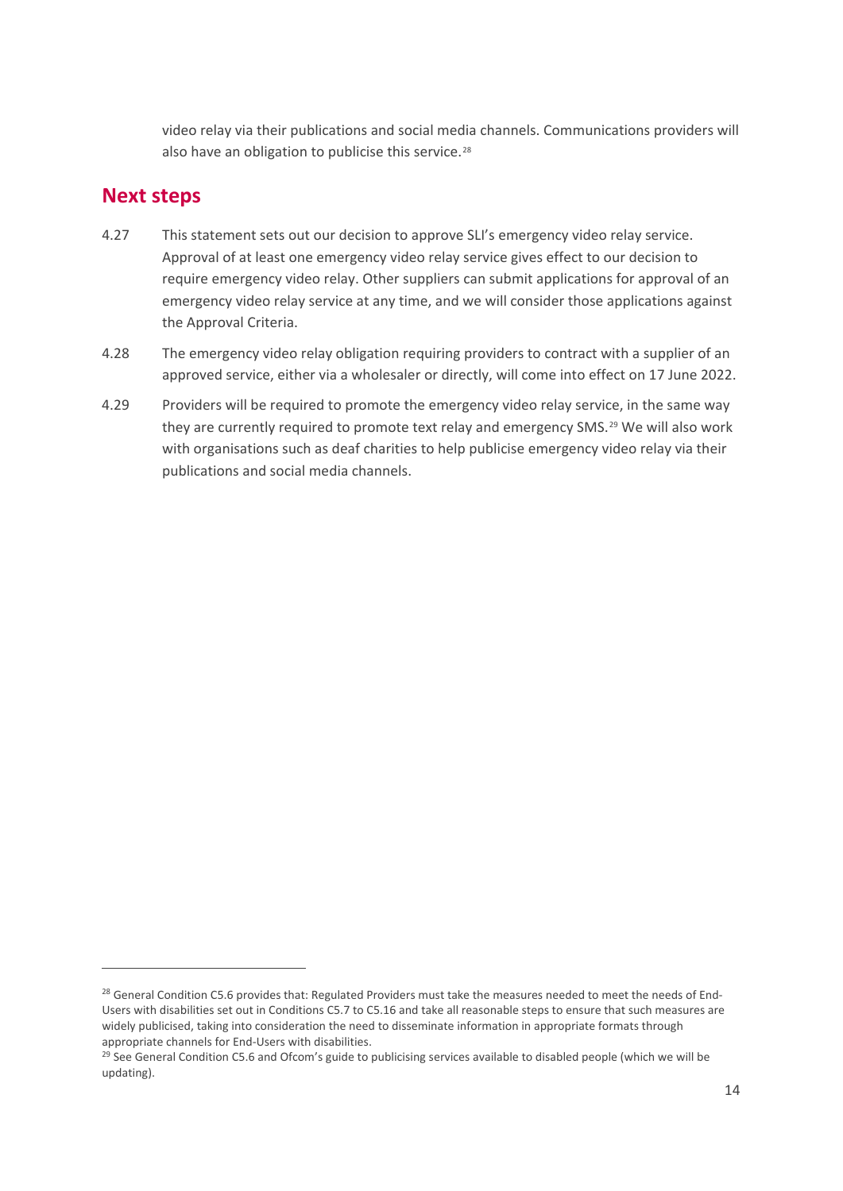video relay via their publications and social media channels. Communications providers will also have an obligation to publicise this service.[28]

## Next steps

4.27 This statement sets out our decision to approve SLI's emergency video relay service. Approval of at least one emergency video relay service gives effect to our decision to require emergency video relay. Other suppliers can submit applications for approval of an emergency video relay service at any time, and we will consider those applications against the Approval Criteria.

4.28 The emergency video relay obligation requiring providers to contract with a supplier of an approved service, either via a wholesaler or directly, will come into effect on 17 June 2022.

4.29 Providers will be required to promote the emergency video relay service, in the same way they are currently required to promote text relay and emergency SMS.[29] We will also work with organisations such as deaf charities to help publicise emergency video relay via their publications and social media channels.

---

[28] General Condition C5.6 provides that: Regulated Providers must take the measures needed to meet the needs of End-Users with disabilities set out in Conditions C5.7 to C5.16 and take all reasonable steps to ensure that such measures are widely publicised, taking into consideration the need to disseminate information in appropriate formats through appropriate channels for End-Users with disabilities.

[29] See General Condition C5.6 and Ofcom's guide to publicising services available to disabled people (which we will be updating).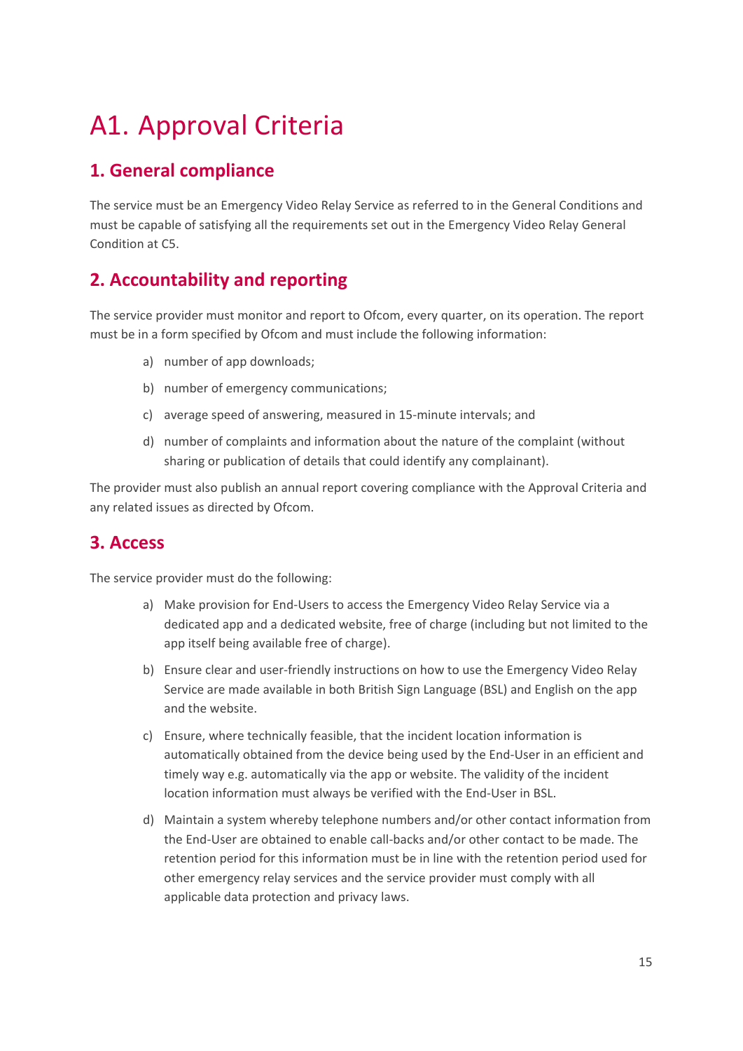# A1. Approval Criteria

## 1. General compliance

The service must be an Emergency Video Relay Service as referred to in the General Conditions and must be capable of satisfying all the requirements set out in the Emergency Video Relay General Condition at C5.

## 2. Accountability and reporting

The service provider must monitor and report to Ofcom, every quarter, on its operation. The report must be in a form specified by Ofcom and must include the following information:

a) number of app downloads;

b) number of emergency communications;

c) average speed of answering, measured in 15-minute intervals; and

d) number of complaints and information about the nature of the complaint (without sharing or publication of details that could identify any complainant).

The provider must also publish an annual report covering compliance with the Approval Criteria and any related issues as directed by Ofcom.

## 3. Access

The service provider must do the following:

a) Make provision for End-Users to access the Emergency Video Relay Service via a dedicated app and a dedicated website, free of charge (including but not limited to the app itself being available free of charge).

b) Ensure clear and user-friendly instructions on how to use the Emergency Video Relay Service are made available in both British Sign Language (BSL) and English on the app and the website.

c) Ensure, where technically feasible, that the incident location information is automatically obtained from the device being used by the End-User in an efficient and timely way e.g. automatically via the app or website. The validity of the incident location information must always be verified with the End-User in BSL.

d) Maintain a system whereby telephone numbers and/or other contact information from the End-User are obtained to enable call-backs and/or other contact to be made. The retention period for this information must be in line with the retention period used for other emergency relay services and the service provider must comply with all applicable data protection and privacy laws.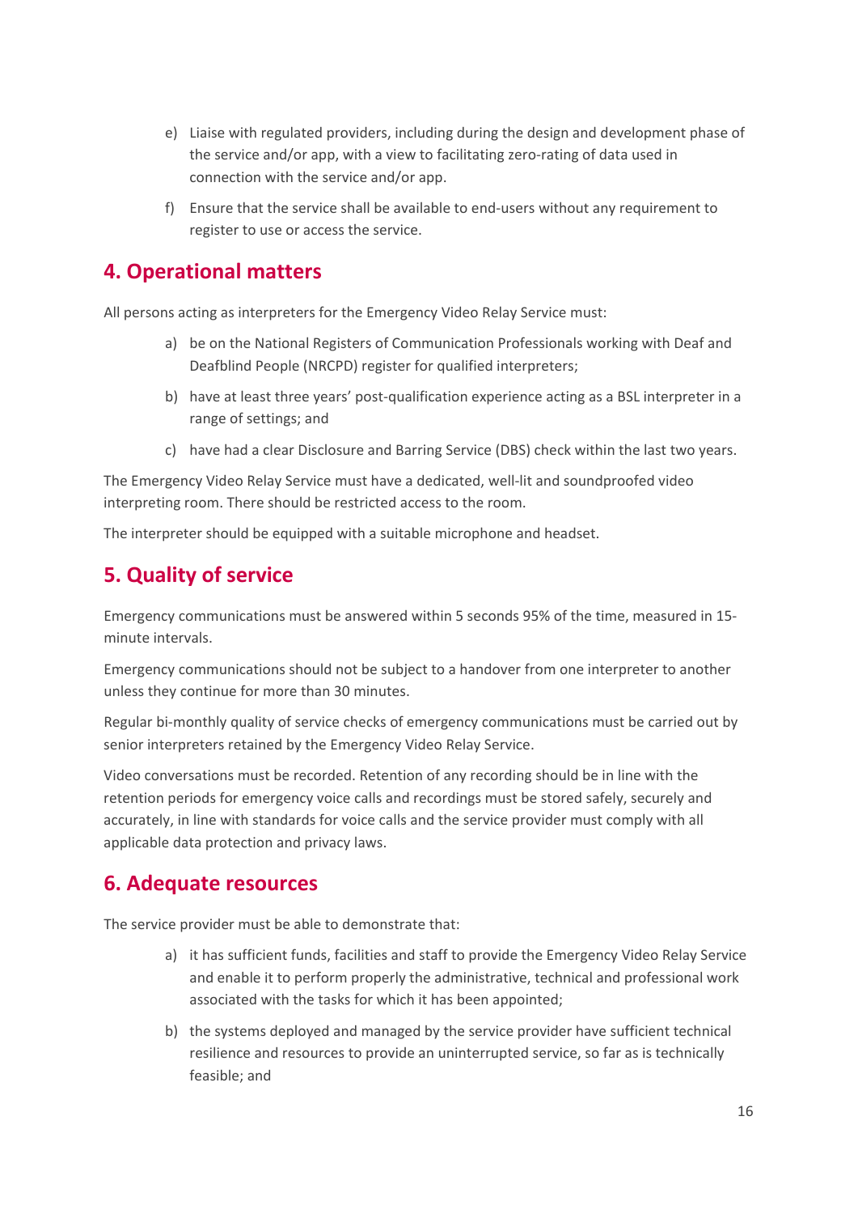e) Liaise with regulated providers, including during the design and development phase of the service and/or app, with a view to facilitating zero-rating of data used in connection with the service and/or app.

f) Ensure that the service shall be available to end-users without any requirement to register to use or access the service.

## 4. Operational matters

All persons acting as interpreters for the Emergency Video Relay Service must:

a) be on the National Registers of Communication Professionals working with Deaf and Deafblind People (NRCPD) register for qualified interpreters;

b) have at least three years' post-qualification experience acting as a BSL interpreter in a range of settings; and

c) have had a clear Disclosure and Barring Service (DBS) check within the last two years.

The Emergency Video Relay Service must have a dedicated, well-lit and soundproofed video interpreting room. There should be restricted access to the room.

The interpreter should be equipped with a suitable microphone and headset.

## 5. Quality of service

Emergency communications must be answered within 5 seconds 95% of the time, measured in 15-minute intervals.

Emergency communications should not be subject to a handover from one interpreter to another unless they continue for more than 30 minutes.

Regular bi-monthly quality of service checks of emergency communications must be carried out by senior interpreters retained by the Emergency Video Relay Service.

Video conversations must be recorded. Retention of any recording should be in line with the retention periods for emergency voice calls and recordings must be stored safely, securely and accurately, in line with standards for voice calls and the service provider must comply with all applicable data protection and privacy laws.

## 6. Adequate resources

The service provider must be able to demonstrate that:

a) it has sufficient funds, facilities and staff to provide the Emergency Video Relay Service and enable it to perform properly the administrative, technical and professional work associated with the tasks for which it has been appointed;

b) the systems deployed and managed by the service provider have sufficient technical resilience and resources to provide an uninterrupted service, so far as is technically feasible; and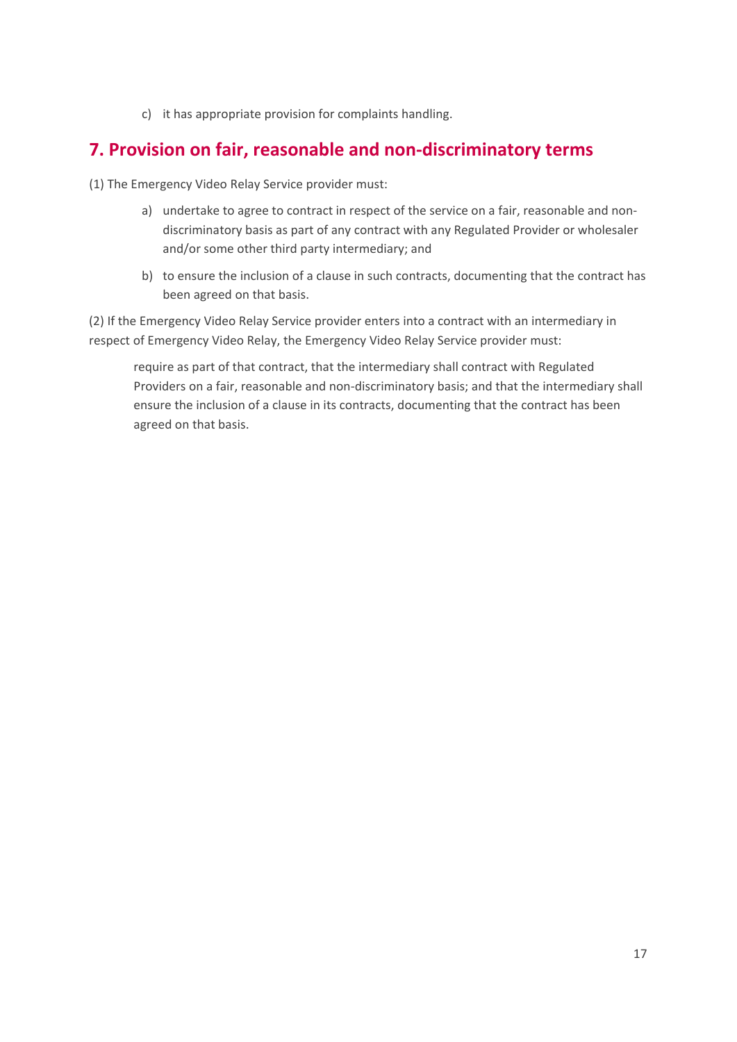c) it has appropriate provision for complaints handling.

## 7. Provision on fair, reasonable and non-discriminatory terms

(1) The Emergency Video Relay Service provider must:

a) undertake to agree to contract in respect of the service on a fair, reasonable and non-discriminatory basis as part of any contract with any Regulated Provider or wholesaler and/or some other third party intermediary; and

b) to ensure the inclusion of a clause in such contracts, documenting that the contract has been agreed on that basis.

(2) If the Emergency Video Relay Service provider enters into a contract with an intermediary in respect of Emergency Video Relay, the Emergency Video Relay Service provider must:

> require as part of that contract, that the intermediary shall contract with Regulated Providers on a fair, reasonable and non-discriminatory basis; and that the intermediary shall ensure the inclusion of a clause in its contracts, documenting that the contract has been agreed on that basis.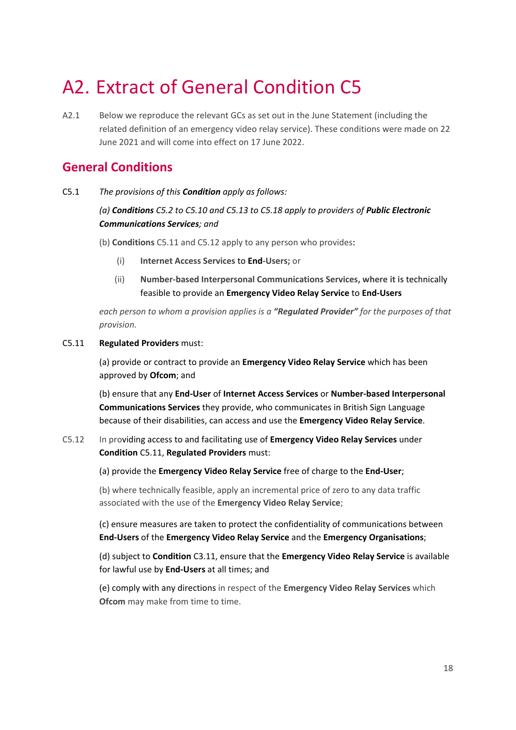# A2. Extract of General Condition C5

A2.1 Below we reproduce the relevant GCs as set out in the June Statement (including the related definition of an emergency video relay service). These conditions were made on 22 June 2021 and will come into effect on 17 June 2022.

## General Conditions

C5.1 *The provisions of this **Condition** apply as follows:*

*(a) **Conditions** C5.2 to C5.10 and C5.13 to C5.18 apply to providers of **Public Electronic Communications Services**; and*

(b) **Conditions** C5.11 and C5.12 apply to any person who provides**:**

(i) **Internet Access Services** to **End-Users;** or

(ii) **Number-based Interpersonal Communications Services, where it is** technically feasible to provide an **Emergency Video Relay Service** to **End-Users**

*each person to whom a provision applies is a **"Regulated Provider"** for the purposes of that provision.*

C5.11 **Regulated Providers** must:

(a) provide or contract to provide an **Emergency Video Relay Service** which has been approved by **Ofcom**; and

(b) ensure that any **End-User** of **Internet Access Services** or **Number-based Interpersonal Communications Services** they provide, who communicates in British Sign Language because of their disabilities, can access and use the **Emergency Video Relay Service**.

C5.12 In providing access to and facilitating use of **Emergency Video Relay Services** under **Condition** C5.11, **Regulated Providers** must:

(a) provide the **Emergency Video Relay Service** free of charge to the **End-User**;

(b) where technically feasible, apply an incremental price of zero to any data traffic associated with the use of the **Emergency Video Relay Service**;

(c) ensure measures are taken to protect the confidentiality of communications between **End-Users** of the **Emergency Video Relay Service** and the **Emergency Organisations**;

(d) subject to **Condition** C3.11, ensure that the **Emergency Video Relay Service** is available for lawful use by **End-Users** at all times; and

(e) comply with any directions in respect of the **Emergency Video Relay Services** which **Ofcom** may make from time to time.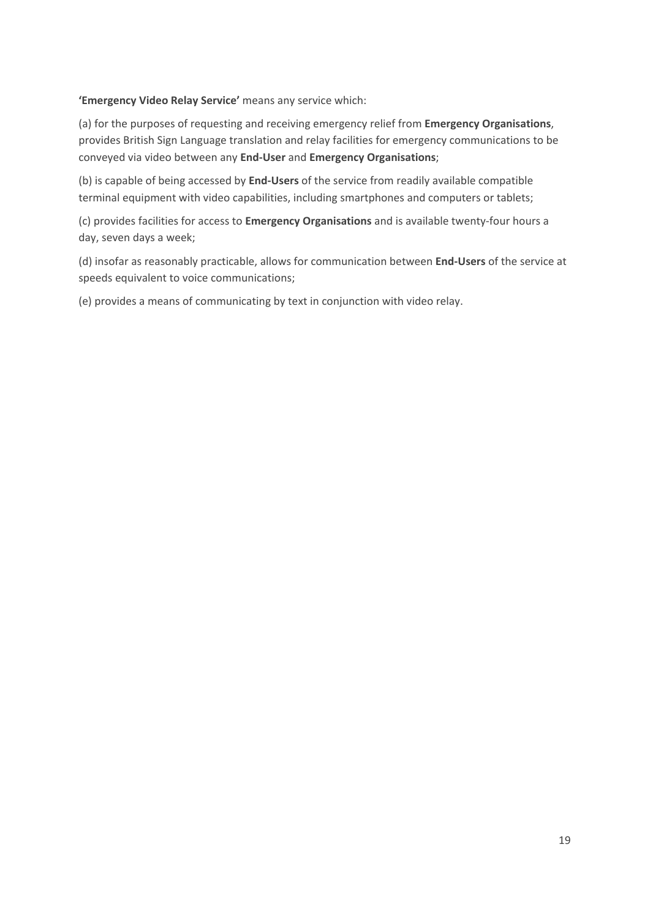**'Emergency Video Relay Service'** means any service which:

(a) for the purposes of requesting and receiving emergency relief from **Emergency Organisations**, provides British Sign Language translation and relay facilities for emergency communications to be conveyed via video between any **End-User** and **Emergency Organisations**;

(b) is capable of being accessed by **End-Users** of the service from readily available compatible terminal equipment with video capabilities, including smartphones and computers or tablets;

(c) provides facilities for access to **Emergency Organisations** and is available twenty-four hours a day, seven days a week;

(d) insofar as reasonably practicable, allows for communication between **End-Users** of the service at speeds equivalent to voice communications;

(e) provides a means of communicating by text in conjunction with video relay.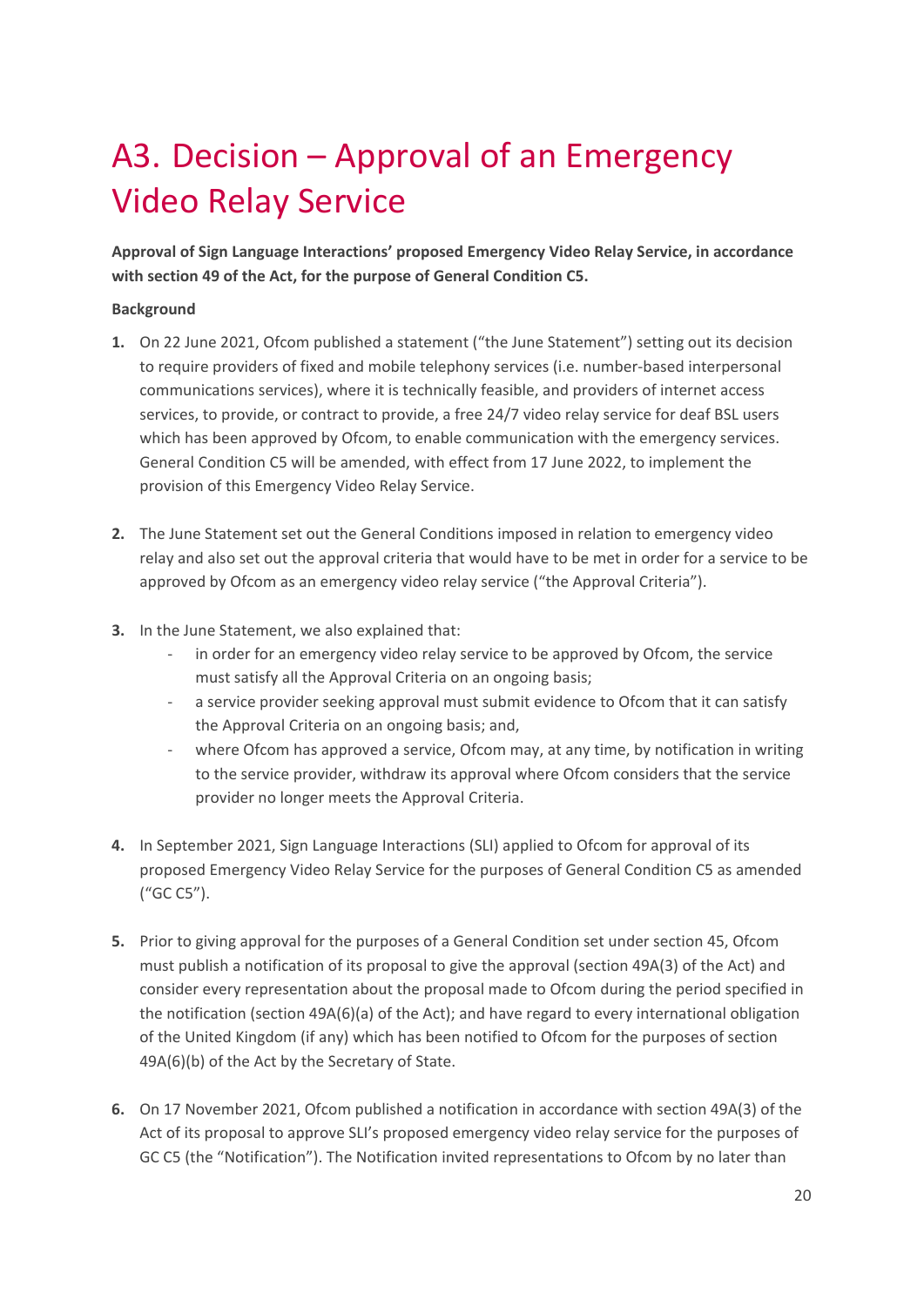# A3. Decision – Approval of an Emergency Video Relay Service

**Approval of Sign Language Interactions' proposed Emergency Video Relay Service, in accordance with section 49 of the Act, for the purpose of General Condition C5.**

**Background**

1. On 22 June 2021, Ofcom published a statement ("the June Statement") setting out its decision to require providers of fixed and mobile telephony services (i.e. number-based interpersonal communications services), where it is technically feasible, and providers of internet access services, to provide, or contract to provide, a free 24/7 video relay service for deaf BSL users which has been approved by Ofcom, to enable communication with the emergency services. General Condition C5 will be amended, with effect from 17 June 2022, to implement the provision of this Emergency Video Relay Service.

2. The June Statement set out the General Conditions imposed in relation to emergency video relay and also set out the approval criteria that would have to be met in order for a service to be approved by Ofcom as an emergency video relay service ("the Approval Criteria").

3. In the June Statement, we also explained that:
   - in order for an emergency video relay service to be approved by Ofcom, the service must satisfy all the Approval Criteria on an ongoing basis;
   - a service provider seeking approval must submit evidence to Ofcom that it can satisfy the Approval Criteria on an ongoing basis; and,
   - where Ofcom has approved a service, Ofcom may, at any time, by notification in writing to the service provider, withdraw its approval where Ofcom considers that the service provider no longer meets the Approval Criteria.

4. In September 2021, Sign Language Interactions (SLI) applied to Ofcom for approval of its proposed Emergency Video Relay Service for the purposes of General Condition C5 as amended ("GC C5").

5. Prior to giving approval for the purposes of a General Condition set under section 45, Ofcom must publish a notification of its proposal to give the approval (section 49A(3) of the Act) and consider every representation about the proposal made to Ofcom during the period specified in the notification (section 49A(6)(a) of the Act); and have regard to every international obligation of the United Kingdom (if any) which has been notified to Ofcom for the purposes of section 49A(6)(b) of the Act by the Secretary of State.

6. On 17 November 2021, Ofcom published a notification in accordance with section 49A(3) of the Act of its proposal to approve SLI's proposed emergency video relay service for the purposes of GC C5 (the "Notification"). The Notification invited representations to Ofcom by no later than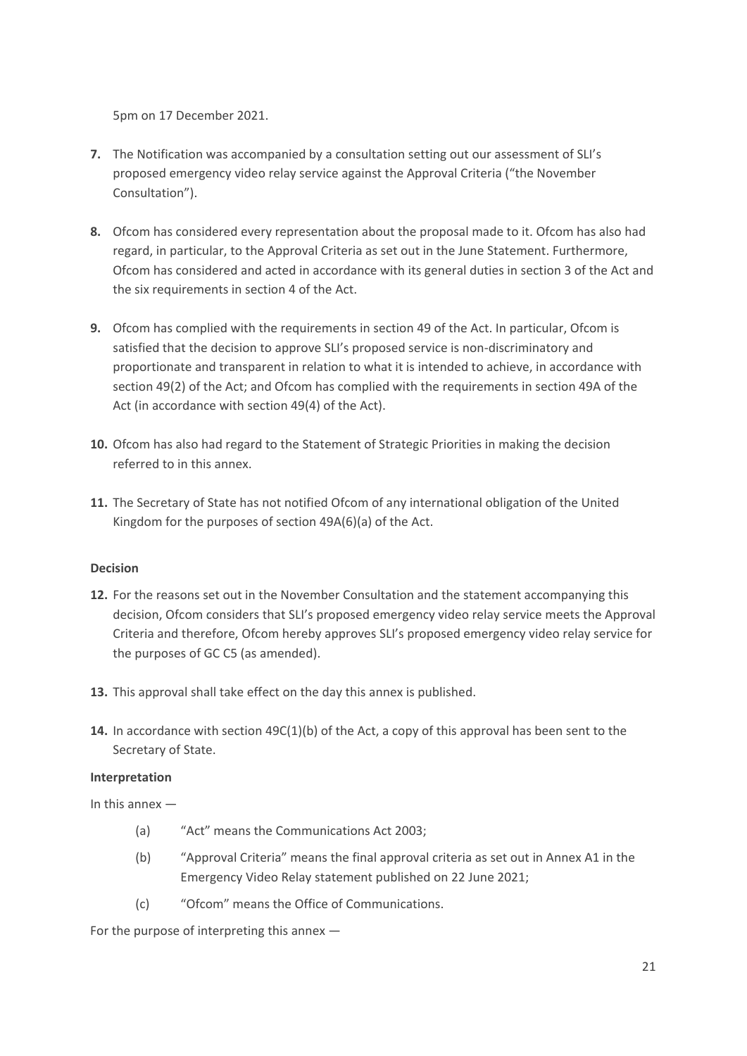5pm on 17 December 2021.

**7.** The Notification was accompanied by a consultation setting out our assessment of SLI's proposed emergency video relay service against the Approval Criteria ("the November Consultation").

**8.** Ofcom has considered every representation about the proposal made to it. Ofcom has also had regard, in particular, to the Approval Criteria as set out in the June Statement. Furthermore, Ofcom has considered and acted in accordance with its general duties in section 3 of the Act and the six requirements in section 4 of the Act.

**9.** Ofcom has complied with the requirements in section 49 of the Act. In particular, Ofcom is satisfied that the decision to approve SLI's proposed service is non-discriminatory and proportionate and transparent in relation to what it is intended to achieve, in accordance with section 49(2) of the Act; and Ofcom has complied with the requirements in section 49A of the Act (in accordance with section 49(4) of the Act).

**10.** Ofcom has also had regard to the Statement of Strategic Priorities in making the decision referred to in this annex.

**11.** The Secretary of State has not notified Ofcom of any international obligation of the United Kingdom for the purposes of section 49A(6)(a) of the Act.

**Decision**

**12.** For the reasons set out in the November Consultation and the statement accompanying this decision, Ofcom considers that SLI's proposed emergency video relay service meets the Approval Criteria and therefore, Ofcom hereby approves SLI's proposed emergency video relay service for the purposes of GC C5 (as amended).

**13.** This approval shall take effect on the day this annex is published.

**14.** In accordance with section 49C(1)(b) of the Act, a copy of this approval has been sent to the Secretary of State.

**Interpretation**

In this annex —

(a) "Act" means the Communications Act 2003;

(b) "Approval Criteria" means the final approval criteria as set out in Annex A1 in the Emergency Video Relay statement published on 22 June 2021;

(c) "Ofcom" means the Office of Communications.

For the purpose of interpreting this annex —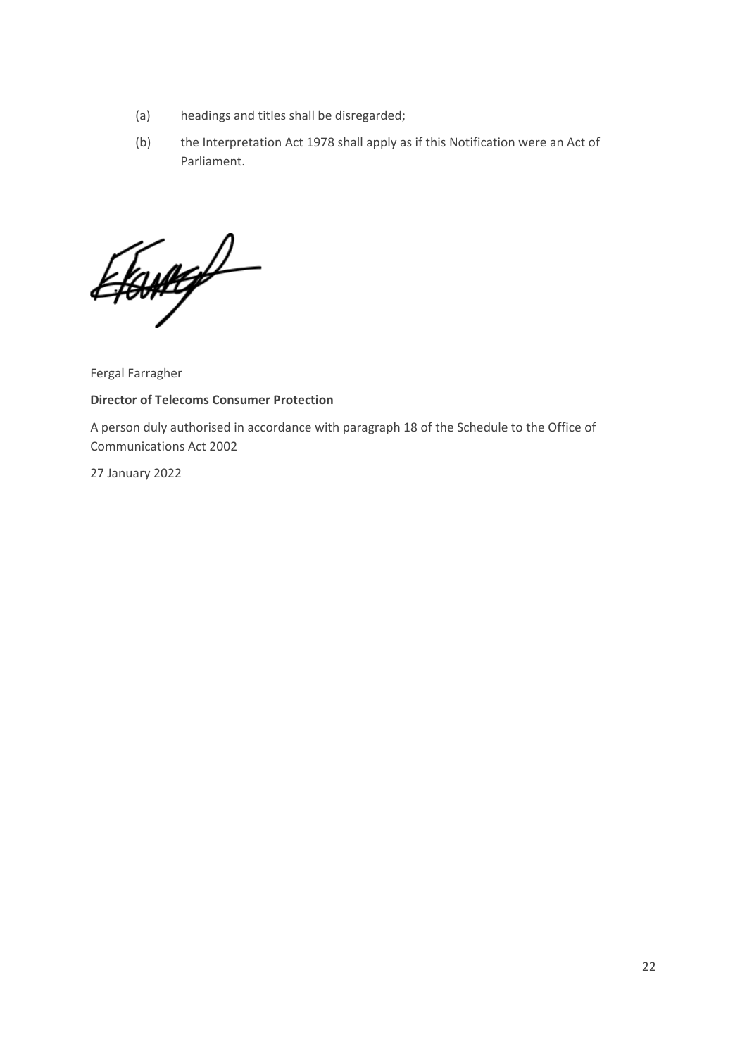(a) headings and titles shall be disregarded;

(b) the Interpretation Act 1978 shall apply as if this Notification were an Act of Parliament.

Fergal Farragher

**Director of Telecoms Consumer Protection**

A person duly authorised in accordance with paragraph 18 of the Schedule to the Office of Communications Act 2002

27 January 2022